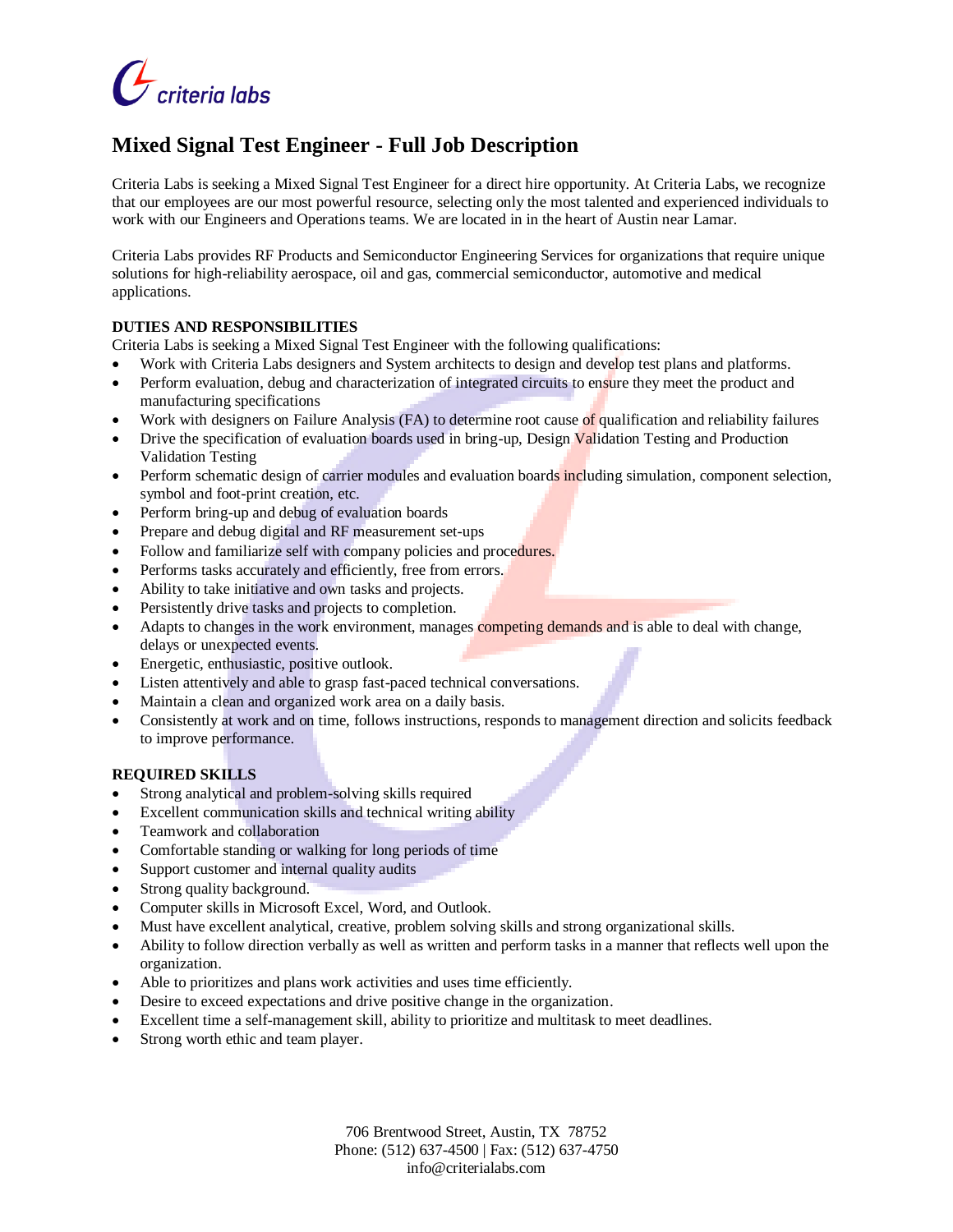criteria labs

# Mixed Signal Test Engineer - Full Job Description

Criteria Labs is seeking a Mixed Signal Test Engineer for a direct hire opportunity. At Criteria Labs, we recognize that our employees are our most powerful resource, selecting only the most talented and experienced individuals to work with our Engineers and Operations teams. We are located in in the heart of Austin near Lamar.

Criteria Labs provides RF Products and Semiconductor Engineering Services for organizations that require unique solutions for high-reliability aerospace, oil and gas, commercial semiconductor, automotive and medical applications.

**DUTIES AND RESPONSIBILITIES**

Criteria Labs is seeking a Mixed Signal Test Engineer with the following qualifications:

- Work with Criteria Labs designers and System architects to design and develop test plans and platforms.
- Perform evaluation, debug and characterization of integrated circuits to ensure they meet the product and manufacturing specifications
- Work with designers on Failure Analysis (FA) to determine root cause of qualification and reliability failures
- Drive the specification of evaluation boards used in bring-up, Design Validation Testing and Production Validation Testing
- Perform schematic design of carrier modules and evaluation boards including simulation, component selection, symbol and foot-print creation, etc.
- Perform bring-up and debug of evaluation boards
- Prepare and debug digital and RF measurement set-ups
- Follow and familiarize self with company policies and procedures.
- Performs tasks accurately and efficiently, free from errors.
- Ability to take initiative and own tasks and projects.
- Persistently drive tasks and projects to completion.
- Adapts to changes in the work environment, manages competing demands and is able to deal with change, delays or unexpected events.
- Energetic, enthusiastic, positive outlook.
- Listen attentively and able to grasp fast-paced technical conversations.
- Maintain a clean and organized work area on a daily basis.
- Consistently at work and on time, follows instructions, responds to management direction and solicits feedback to improve performance.

**REQUIRED SKILLS**

- Strong analytical and problem-solving skills required
- Excellent communication skills and technical writing ability
- Teamwork and collaboration
- Comfortable standing or walking for long periods of time
- Support customer and internal quality audits
- Strong quality background.
- Computer skills in Microsoft Excel, Word, and Outlook.
- Must have excellent analytical, creative, problem solving skills and strong organizational skills.
- Ability to follow direction verbally as well as written and perform tasks in a manner that reflects well upon the organization.
- Able to prioritizes and plans work activities and uses time efficiently.
- Desire to exceed expectations and drive positive change in the organization.
- Excellent time a self-management skill, ability to prioritize and multitask to meet deadlines.
- Strong worth ethic and team player.

706 Brentwood Street, Austin, TX 78752
Phone: (512) 637-4500 | Fax: (512) 637-4750
info@criterialabs.com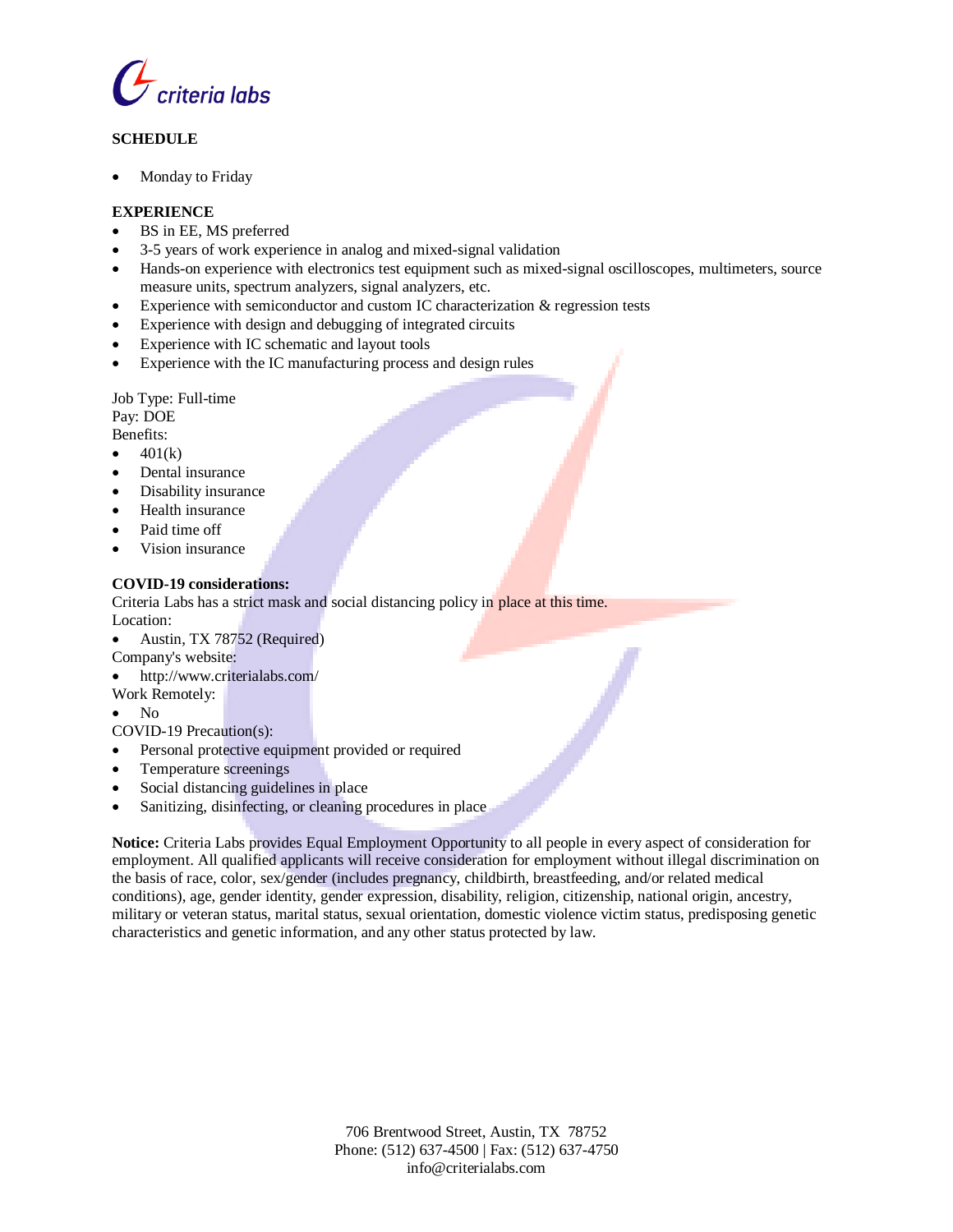**SCHEDULE**

- Monday to Friday

**EXPERIENCE**

- BS in EE, MS preferred
- 3-5 years of work experience in analog and mixed-signal validation
- Hands-on experience with electronics test equipment such as mixed-signal oscilloscopes, multimeters, source measure units, spectrum analyzers, signal analyzers, etc.
- Experience with semiconductor and custom IC characterization & regression tests
- Experience with design and debugging of integrated circuits
- Experience with IC schematic and layout tools
- Experience with the IC manufacturing process and design rules

Job Type: Full-time
Pay: DOE
Benefits:

- 401(k)
- Dental insurance
- Disability insurance
- Health insurance
- Paid time off
- Vision insurance

**COVID-19 considerations:**
Criteria Labs has a strict mask and social distancing policy in place at this time.
Location:

- Austin, TX 78752 (Required)

Company's website:

- http://www.criterialabs.com/

Work Remotely:

- No

COVID-19 Precaution(s):

- Personal protective equipment provided or required
- Temperature screenings
- Social distancing guidelines in place
- Sanitizing, disinfecting, or cleaning procedures in place

**Notice:** Criteria Labs provides Equal Employment Opportunity to all people in every aspect of consideration for employment. All qualified applicants will receive consideration for employment without illegal discrimination on the basis of race, color, sex/gender (includes pregnancy, childbirth, breastfeeding, and/or related medical conditions), age, gender identity, gender expression, disability, religion, citizenship, national origin, ancestry, military or veteran status, marital status, sexual orientation, domestic violence victim status, predisposing genetic characteristics and genetic information, and any other status protected by law.

706 Brentwood Street, Austin, TX 78752
Phone: (512) 637-4500 | Fax: (512) 637-4750
info@criterialabs.com